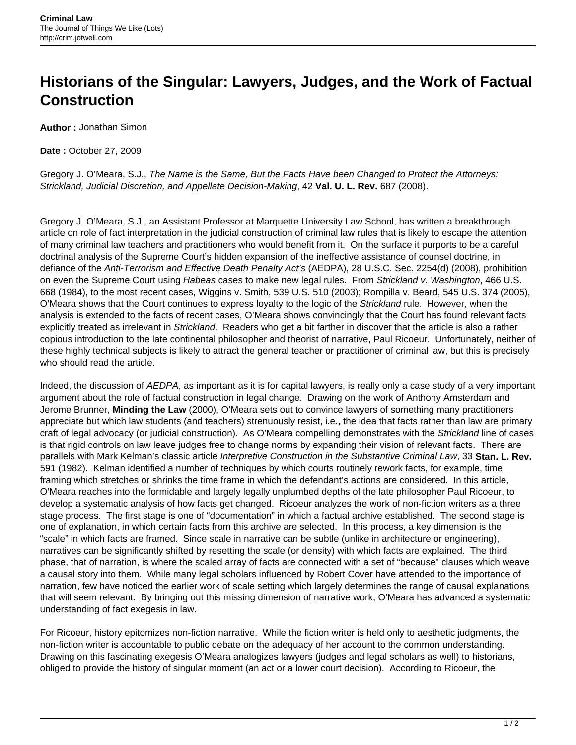# Historians of the Singular: Lawyers, Judges, and the Work of Factual Construction

**Author :** Jonathan Simon

**Date :** October 27, 2009

Gregory J. O'Meara, S.J., *The Name is the Same, But the Facts Have been Changed to Protect the Attorneys: Strickland, Judicial Discretion, and Appellate Decision-Making*, 42 **Val. U. L. Rev.** 687 (2008).

Gregory J. O'Meara, S.J., an Assistant Professor at Marquette University Law School, has written a breakthrough article on role of fact interpretation in the judicial construction of criminal law rules that is likely to escape the attention of many criminal law teachers and practitioners who would benefit from it. On the surface it purports to be a careful doctrinal analysis of the Supreme Court's hidden expansion of the ineffective assistance of counsel doctrine, in defiance of the *Anti-Terrorism and Effective Death Penalty Act's* (AEDPA), 28 U.S.C. Sec. 2254(d) (2008), prohibition on even the Supreme Court using *Habeas* cases to make new legal rules. From *Strickland v. Washington*, 466 U.S. 668 (1984), to the most recent cases, Wiggins v. Smith, 539 U.S. 510 (2003); Rompilla v. Beard, 545 U.S. 374 (2005), O'Meara shows that the Court continues to express loyalty to the logic of the *Strickland* rule. However, when the analysis is extended to the facts of recent cases, O'Meara shows convincingly that the Court has found relevant facts explicitly treated as irrelevant in *Strickland*. Readers who get a bit farther in discover that the article is also a rather copious introduction to the late continental philosopher and theorist of narrative, Paul Ricoeur. Unfortunately, neither of these highly technical subjects is likely to attract the general teacher or practitioner of criminal law, but this is precisely who should read the article.

Indeed, the discussion of *AEDPA*, as important as it is for capital lawyers, is really only a case study of a very important argument about the role of factual construction in legal change. Drawing on the work of Anthony Amsterdam and Jerome Brunner, **Minding the Law** (2000), O'Meara sets out to convince lawyers of something many practitioners appreciate but which law students (and teachers) strenuously resist, i.e., the idea that facts rather than law are primary craft of legal advocacy (or judicial construction). As O'Meara compelling demonstrates with the *Strickland* line of cases is that rigid controls on law leave judges free to change norms by expanding their vision of relevant facts. There are parallels with Mark Kelman's classic article *Interpretive Construction in the Substantive Criminal Law*, 33 **Stan. L. Rev.** 591 (1982). Kelman identified a number of techniques by which courts routinely rework facts, for example, time framing which stretches or shrinks the time frame in which the defendant's actions are considered. In this article, O'Meara reaches into the formidable and largely legally unplumbed depths of the late philosopher Paul Ricoeur, to develop a systematic analysis of how facts get changed. Ricoeur analyzes the work of non-fiction writers as a three stage process. The first stage is one of "documentation" in which a factual archive established. The second stage is one of explanation, in which certain facts from this archive are selected. In this process, a key dimension is the "scale" in which facts are framed. Since scale in narrative can be subtle (unlike in architecture or engineering), narratives can be significantly shifted by resetting the scale (or density) with which facts are explained. The third phase, that of narration, is where the scaled array of facts are connected with a set of "because" clauses which weave a causal story into them. While many legal scholars influenced by Robert Cover have attended to the importance of narration, few have noticed the earlier work of scale setting which largely determines the range of causal explanations that will seem relevant. By bringing out this missing dimension of narrative work, O'Meara has advanced a systematic understanding of fact exegesis in law.

For Ricoeur, history epitomizes non-fiction narrative. While the fiction writer is held only to aesthetic judgments, the non-fiction writer is accountable to public debate on the adequacy of her account to the common understanding. Drawing on this fascinating exegesis O'Meara analogizes lawyers (judges and legal scholars as well) to historians, obliged to provide the history of singular moment (an act or a lower court decision). According to Ricoeur, the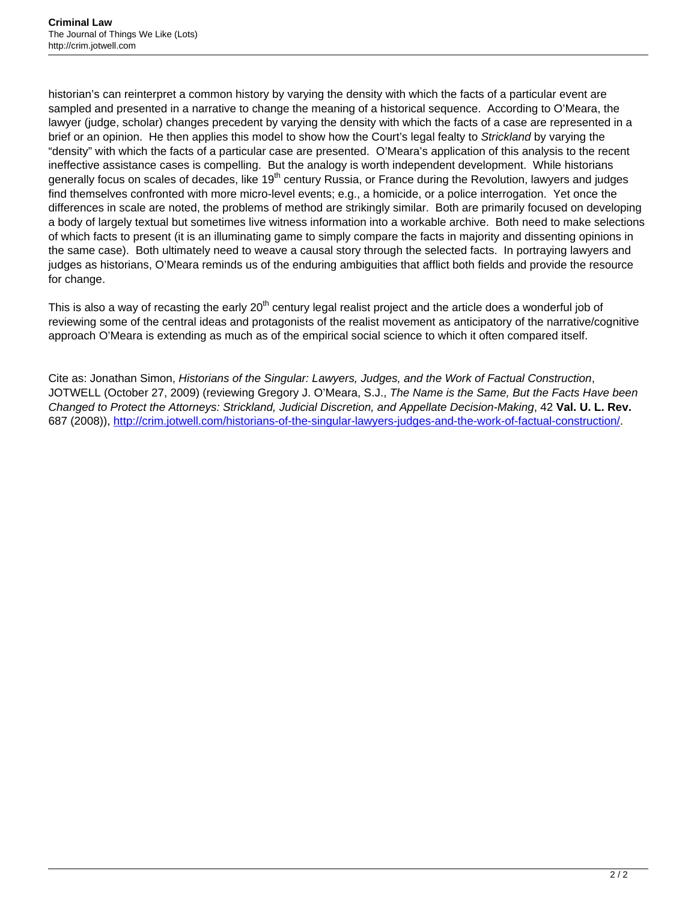historian's can reinterpret a common history by varying the density with which the facts of a particular event are sampled and presented in a narrative to change the meaning of a historical sequence. According to O'Meara, the lawyer (judge, scholar) changes precedent by varying the density with which the facts of a case are represented in a brief or an opinion. He then applies this model to show how the Court's legal fealty to *Strickland* by varying the "density" with which the facts of a particular case are presented. O'Meara's application of this analysis to the recent ineffective assistance cases is compelling. But the analogy is worth independent development. While historians generally focus on scales of decades, like 19th century Russia, or France during the Revolution, lawyers and judges find themselves confronted with more micro-level events; e.g., a homicide, or a police interrogation. Yet once the differences in scale are noted, the problems of method are strikingly similar. Both are primarily focused on developing a body of largely textual but sometimes live witness information into a workable archive. Both need to make selections of which facts to present (it is an illuminating game to simply compare the facts in majority and dissenting opinions in the same case). Both ultimately need to weave a causal story through the selected facts. In portraying lawyers and judges as historians, O'Meara reminds us of the enduring ambiguities that afflict both fields and provide the resource for change.

This is also a way of recasting the early 20th century legal realist project and the article does a wonderful job of reviewing some of the central ideas and protagonists of the realist movement as anticipatory of the narrative/cognitive approach O'Meara is extending as much as of the empirical social science to which it often compared itself.

Cite as: Jonathan Simon, *Historians of the Singular: Lawyers, Judges, and the Work of Factual Construction*, JOTWELL (October 27, 2009) (reviewing Gregory J. O'Meara, S.J., *The Name is the Same, But the Facts Have been Changed to Protect the Attorneys: Strickland, Judicial Discretion, and Appellate Decision-Making*, 42 **Val. U. L. Rev.** 687 (2008)), http://crim.jotwell.com/historians-of-the-singular-lawyers-judges-and-the-work-of-factual-construction/.